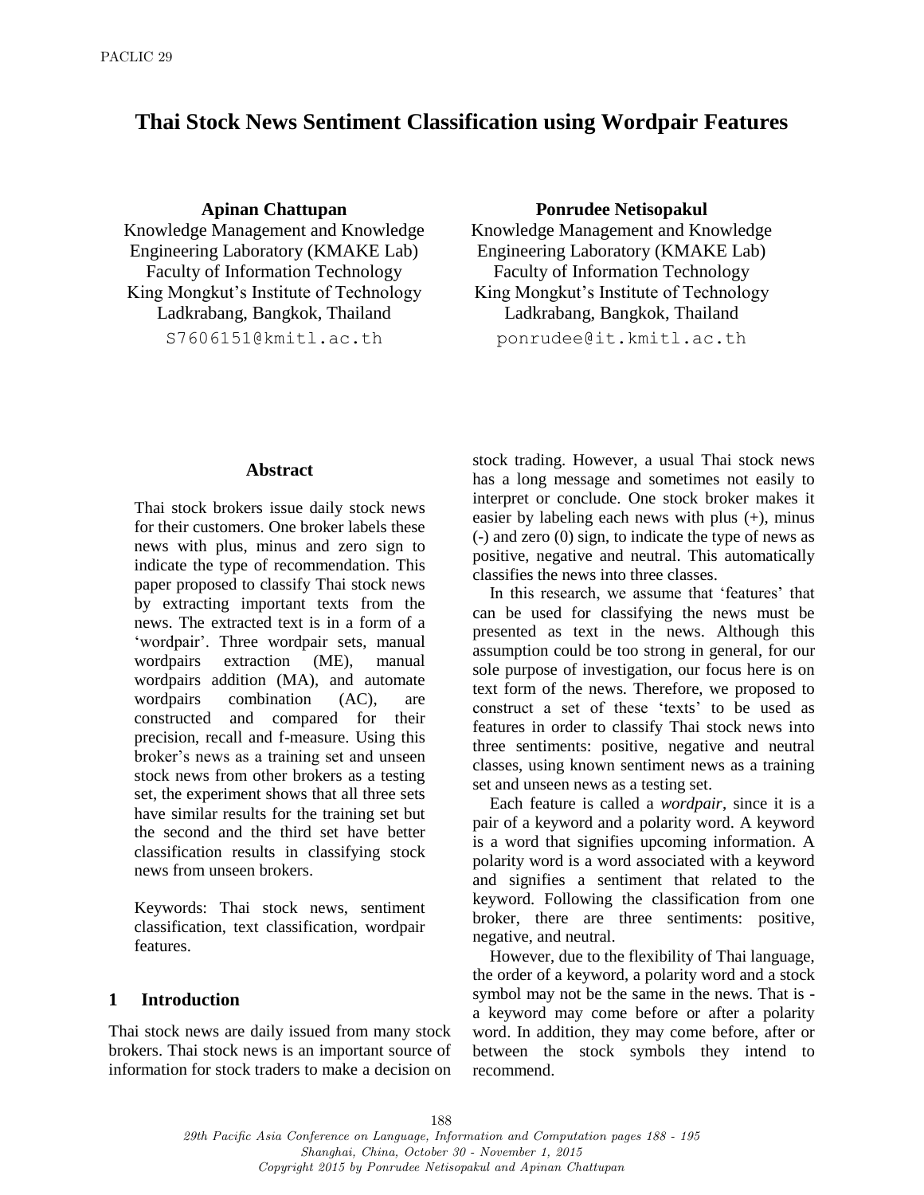# Thai Stock News Sentiment Classification using Wordpair Features

**Apinan Chattupan**
Knowledge Management and Knowledge Engineering Laboratory (KMAKE Lab)
Faculty of Information Technology
King Mongkut's Institute of Technology Ladkrabang, Bangkok, Thailand
S7606151@kmitl.ac.th

**Ponrudee Netisopakul**
Knowledge Management and Knowledge Engineering Laboratory (KMAKE Lab)
Faculty of Information Technology
King Mongkut's Institute of Technology Ladkrabang, Bangkok, Thailand
ponrudee@it.kmitl.ac.th

## Abstract

Thai stock brokers issue daily stock news for their customers. One broker labels these news with plus, minus and zero sign to indicate the type of recommendation. This paper proposed to classify Thai stock news by extracting important texts from the news. The extracted text is in a form of a 'wordpair'. Three wordpair sets, manual wordpairs extraction (ME), manual wordpairs addition (MA), and automate wordpairs combination (AC), are constructed and compared for their precision, recall and f-measure. Using this broker's news as a training set and unseen stock news from other brokers as a testing set, the experiment shows that all three sets have similar results for the training set but the second and the third set have better classification results in classifying stock news from unseen brokers.

Keywords: Thai stock news, sentiment classification, text classification, wordpair features.

## 1 Introduction

Thai stock news are daily issued from many stock brokers. Thai stock news is an important source of information for stock traders to make a decision on stock trading. However, a usual Thai stock news has a long message and sometimes not easily to interpret or conclude. One stock broker makes it easier by labeling each news with plus (+), minus (-) and zero (0) sign, to indicate the type of news as positive, negative and neutral. This automatically classifies the news into three classes.

In this research, we assume that 'features' that can be used for classifying the news must be presented as text in the news. Although this assumption could be too strong in general, for our sole purpose of investigation, our focus here is on text form of the news. Therefore, we proposed to construct a set of these 'texts' to be used as features in order to classify Thai stock news into three sentiments: positive, negative and neutral classes, using known sentiment news as a training set and unseen news as a testing set.

Each feature is called a *wordpair*, since it is a pair of a keyword and a polarity word. A keyword is a word that signifies upcoming information. A polarity word is a word associated with a keyword and signifies a sentiment that related to the keyword. Following the classification from one broker, there are three sentiments: positive, negative, and neutral.

However, due to the flexibility of Thai language, the order of a keyword, a polarity word and a stock symbol may not be the same in the news. That is - a keyword may come before or after a polarity word. In addition, they may come before, after or between the stock symbols they intend to recommend.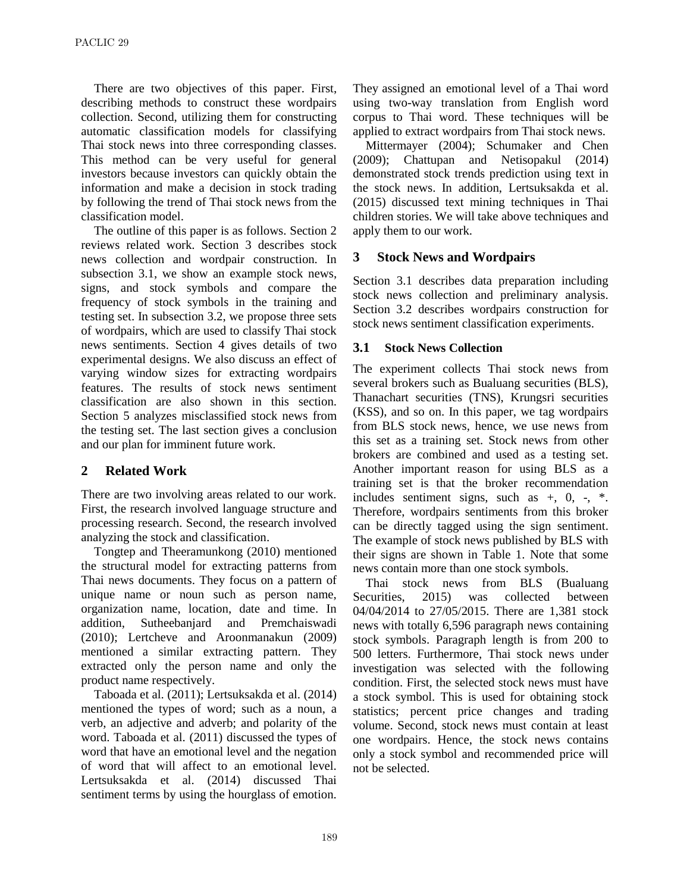There are two objectives of this paper. First, describing methods to construct these wordpairs collection. Second, utilizing them for constructing automatic classification models for classifying Thai stock news into three corresponding classes. This method can be very useful for general investors because investors can quickly obtain the information and make a decision in stock trading by following the trend of Thai stock news from the classification model.

The outline of this paper is as follows. Section 2 reviews related work. Section 3 describes stock news collection and wordpair construction. In subsection 3.1, we show an example stock news, signs, and stock symbols and compare the frequency of stock symbols in the training and testing set. In subsection 3.2, we propose three sets of wordpairs, which are used to classify Thai stock news sentiments. Section 4 gives details of two experimental designs. We also discuss an effect of varying window sizes for extracting wordpairs features. The results of stock news sentiment classification are also shown in this section. Section 5 analyzes misclassified stock news from the testing set. The last section gives a conclusion and our plan for imminent future work.

## 2 Related Work

There are two involving areas related to our work. First, the research involved language structure and processing research. Second, the research involved analyzing the stock and classification.

Tongtep and Theeramunkong (2010) mentioned the structural model for extracting patterns from Thai news documents. They focus on a pattern of unique name or noun such as person name, organization name, location, date and time. In addition, Sutheebanjard and Premchaiswadi (2010); Lertcheve and Aroonmanakun (2009) mentioned a similar extracting pattern. They extracted only the person name and only the product name respectively.

Taboada et al. (2011); Lertsuksakda et al. (2014) mentioned the types of word; such as a noun, a verb, an adjective and adverb; and polarity of the word. Taboada et al. (2011) discussed the types of word that have an emotional level and the negation of word that will affect to an emotional level. Lertsuksakda et al. (2014) discussed Thai sentiment terms by using the hourglass of emotion. They assigned an emotional level of a Thai word using two-way translation from English word corpus to Thai word. These techniques will be applied to extract wordpairs from Thai stock news.

Mittermayer (2004); Schumaker and Chen (2009); Chattupan and Netisopakul (2014) demonstrated stock trends prediction using text in the stock news. In addition, Lertsuksakda et al. (2015) discussed text mining techniques in Thai children stories. We will take above techniques and apply them to our work.

## 3 Stock News and Wordpairs

Section 3.1 describes data preparation including stock news collection and preliminary analysis. Section 3.2 describes wordpairs construction for stock news sentiment classification experiments.

### 3.1 Stock News Collection

The experiment collects Thai stock news from several brokers such as Bualuang securities (BLS), Thanachart securities (TNS), Krungsri securities (KSS), and so on. In this paper, we tag wordpairs from BLS stock news, hence, we use news from this set as a training set. Stock news from other brokers are combined and used as a testing set. Another important reason for using BLS as a training set is that the broker recommendation includes sentiment signs, such as +, 0, -, *. Therefore, wordpairs sentiments from this broker can be directly tagged using the sign sentiment. The example of stock news published by BLS with their signs are shown in Table 1. Note that some news contain more than one stock symbols.

Thai stock news from BLS (Bualuang Securities, 2015) was collected between 04/04/2014 to 27/05/2015. There are 1,381 stock news with totally 6,596 paragraph news containing stock symbols. Paragraph length is from 200 to 500 letters. Furthermore, Thai stock news under investigation was selected with the following condition. First, the selected stock news must have a stock symbol. This is used for obtaining stock statistics; percent price changes and trading volume. Second, stock news must contain at least one wordpairs. Hence, the stock news contains only a stock symbol and recommended price will not be selected.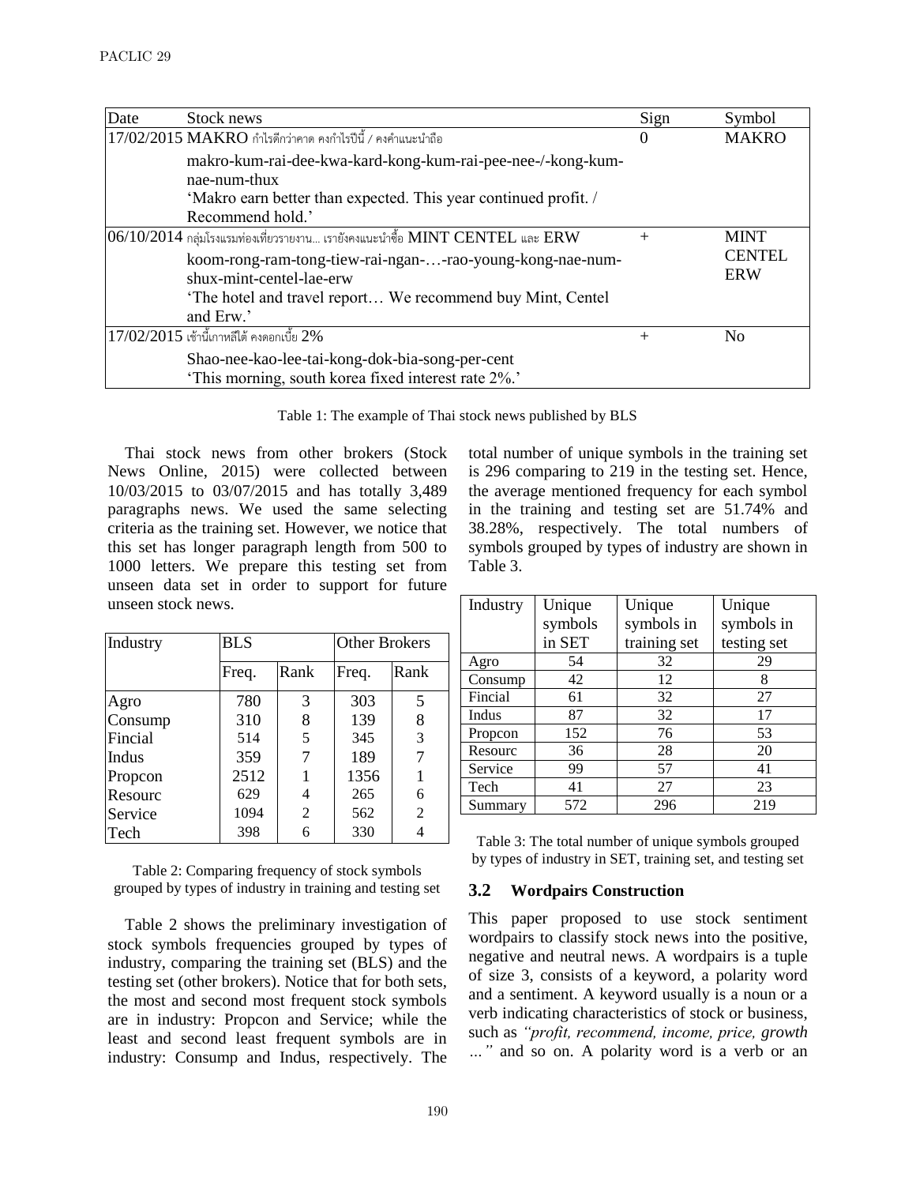| Date | Stock news | Sign | Symbol |
|---|---|---|---|
| 17/02/2015 | MAKRO กำไรดีกว่าคาด คงกำไรปีนี้ / คงคำแนะนำถือ<br>makro-kum-rai-dee-kwa-kard-kong-kum-rai-pee-nee-/-kong-kum-nae-num-thux<br>'Makro earn better than expected. This year continued profit. / Recommend hold.' | 0 | MAKRO |
| 06/10/2014 | กลุ่มโรงแรมท่องเที่ยวรายงาน... เรายังคงแนะนำซื้อ MINT CENTEL และ ERW<br>koom-rong-ram-tong-tiew-rai-ngan-…-rao-young-kong-nae-num-shux-mint-centel-lae-erw<br>'The hotel and travel report… We recommend buy Mint, Centel and Erw.' | + | MINT<br>CENTEL<br>ERW |
| 17/02/2015 | เช้านี้เกาหลีใต้ คงดอกเบี้ย 2%<br>Shao-nee-kao-lee-tai-kong-dok-bia-song-per-cent<br>'This morning, south korea fixed interest rate 2%.' | + | No |

Table 1: The example of Thai stock news published by BLS

Thai stock news from other brokers (Stock News Online, 2015) were collected between 10/03/2015 to 03/07/2015 and has totally 3,489 paragraphs news. We used the same selecting criteria as the training set. However, we notice that this set has longer paragraph length from 500 to 1000 letters. We prepare this testing set from unseen data set in order to support for future unseen stock news.

| Industry | BLS | | Other Brokers | |
|---|---|---|---|---|
| | Freq. | Rank | Freq. | Rank |
| Agro | 780 | 3 | 303 | 5 |
| Consump | 310 | 8 | 139 | 8 |
| Fincial | 514 | 5 | 345 | 3 |
| Indus | 359 | 7 | 189 | 7 |
| Propcon | 2512 | 1 | 1356 | 1 |
| Resourc | 629 | 4 | 265 | 6 |
| Service | 1094 | 2 | 562 | 2 |
| Tech | 398 | 6 | 330 | 4 |

Table 2: Comparing frequency of stock symbols grouped by types of industry in training and testing set

Table 2 shows the preliminary investigation of stock symbols frequencies grouped by types of industry, comparing the training set (BLS) and the testing set (other brokers). Notice that for both sets, the most and second most frequent stock symbols are in industry: Propcon and Service; while the least and second least frequent symbols are in industry: Consump and Indus, respectively. The total number of unique symbols in the training set is 296 comparing to 219 in the testing set. Hence, the average mentioned frequency for each symbol in the training and testing set are 51.74% and 38.28%, respectively. The total numbers of symbols grouped by types of industry are shown in Table 3.

| Industry | Unique symbols in SET | Unique symbols in training set | Unique symbols in testing set |
|---|---|---|---|
| Agro | 54 | 32 | 29 |
| Consump | 42 | 12 | 8 |
| Fincial | 61 | 32 | 27 |
| Indus | 87 | 32 | 17 |
| Propcon | 152 | 76 | 53 |
| Resourc | 36 | 28 | 20 |
| Service | 99 | 57 | 41 |
| Tech | 41 | 27 | 23 |
| Summary | 572 | 296 | 219 |

Table 3: The total number of unique symbols grouped by types of industry in SET, training set, and testing set

### 3.2 Wordpairs Construction

This paper proposed to use stock sentiment wordpairs to classify stock news into the positive, negative and neutral news. A wordpairs is a tuple of size 3, consists of a keyword, a polarity word and a sentiment. A keyword usually is a noun or a verb indicating characteristics of stock or business, such as *"profit, recommend, income, price, growth …"* and so on. A polarity word is a verb or an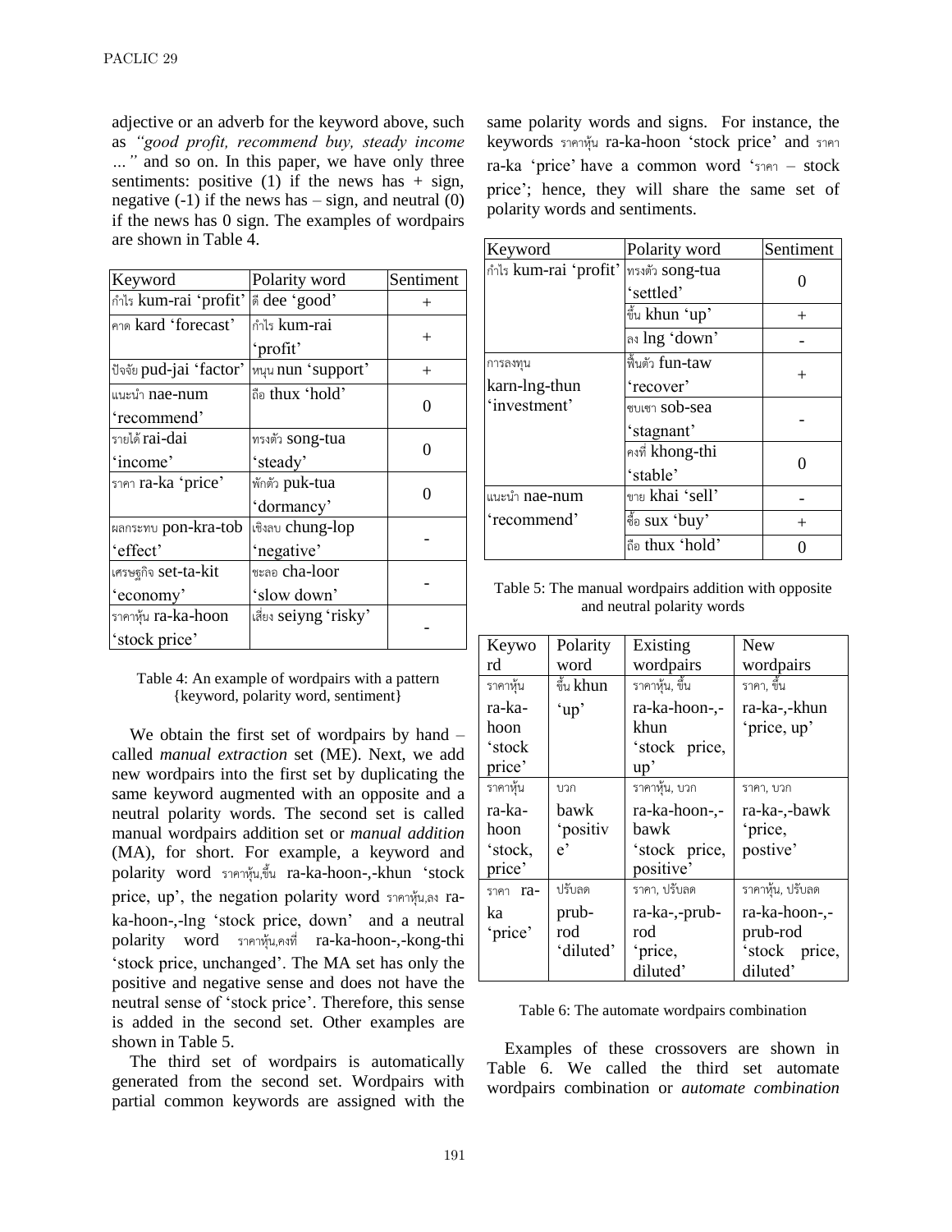adjective or an adverb for the keyword above, such as *"good profit, recommend buy, steady income …"* and so on. In this paper, we have only three sentiments: positive (1) if the news has + sign, negative (-1) if the news has – sign, and neutral (0) if the news has 0 sign. The examples of wordpairs are shown in Table 4.

| Keyword | Polarity word | Sentiment |
|---|---|---|
| กำไร kum-rai 'profit' | ดี dee 'good' | + |
| คาด kard 'forecast' | กำไร kum-rai 'profit' | + |
| ปัจจัย pud-jai 'factor' | หนุน nun 'support' | + |
| แนะนำ nae-num 'recommend' | ถือ thux 'hold' | 0 |
| รายได้ rai-dai 'income' | ทรงตัว song-tua 'steady' | 0 |
| ราคา ra-ka 'price' | พักตัว puk-tua 'dormancy' | 0 |
| ผลกระทบ pon-kra-tob 'effect' | เชิงลบ chung-lop 'negative' | - |
| เศรษฐกิจ set-ta-kit 'economy' | ชะลอ cha-loor 'slow down' | - |
| ราคาหุ้น ra-ka-hoon 'stock price' | เสี่ยง seiyng 'risky' | - |

Table 4: An example of wordpairs with a pattern {keyword, polarity word, sentiment}

We obtain the first set of wordpairs by hand – called *manual extraction* set (ME). Next, we add new wordpairs into the first set by duplicating the same keyword augmented with an opposite and a neutral polarity words. The second set is called manual wordpairs addition set or *manual addition* (MA), for short. For example, a keyword and polarity word ราคาหุ้น,ขึ้น ra-ka-hoon-,-khun 'stock price, up', the negation polarity word ราคาหุ้น,ลง ra-ka-hoon-,-lng 'stock price, down' and a neutral polarity word ราคาหุ้น,คงที่ ra-ka-hoon-,-kong-thi 'stock price, unchanged'. The MA set has only the positive and negative sense and does not have the neutral sense of 'stock price'. Therefore, this sense is added in the second set. Other examples are shown in Table 5.

The third set of wordpairs is automatically generated from the second set. Wordpairs with partial common keywords are assigned with the same polarity words and signs. For instance, the keywords ราคาหุ้น ra-ka-hoon 'stock price' and ราคา ra-ka 'price' have a common word 'ราคา – stock price'; hence, they will share the same set of polarity words and sentiments.

| Keyword | Polarity word | Sentiment |
|---|---|---|
| กำไร kum-rai 'profit' | ทรงตัว song-tua 'settled' | 0 |
| | ขึ้น khun 'up' | + |
| | ลง lng 'down' | - |
| การลงทุน karn-lng-thun 'investment' | ฟื้นตัว fun-taw 'recover' | + |
| | ซบเซา sob-sea 'stagnant' | - |
| | คงที่ khong-thi 'stable' | 0 |
| แนะนำ nae-num 'recommend' | ขาย khai 'sell' | - |
| | ซื้อ sux 'buy' | + |
| | ถือ thux 'hold' | 0 |

Table 5: The manual wordpairs addition with opposite and neutral polarity words

| Keyword | Polarity word | Existing wordpairs | New wordpairs |
|---|---|---|---|
| ราคาหุ้น ra-ka-hoon 'stock price' | ขึ้น khun 'up' | ราคาหุ้น, ขึ้น ra-ka-hoon-,-khun 'stock price, up' | ราคา, ขึ้น ra-ka-,-khun 'price, up' |
| ราคาหุ้น ra-ka-hoon 'stock, price' | บวก bawk 'positive' | ราคาหุ้น, บวก ra-ka-hoon-,-bawk 'stock price, positive' | ราคา, บวก ra-ka-,-bawk 'price, postive' |
| ราคา ra-ka 'price' | ปรับลด prub-rod 'diluted' | ราคา, ปรับลด ra-ka-,-prub-rod 'price, diluted' | ราคาหุ้น, ปรับลด ra-ka-hoon-,-prub-rod 'stock price, diluted' |

Table 6: The automate wordpairs combination

Examples of these crossovers are shown in Table 6. We called the third set automate wordpairs combination or *automate combination*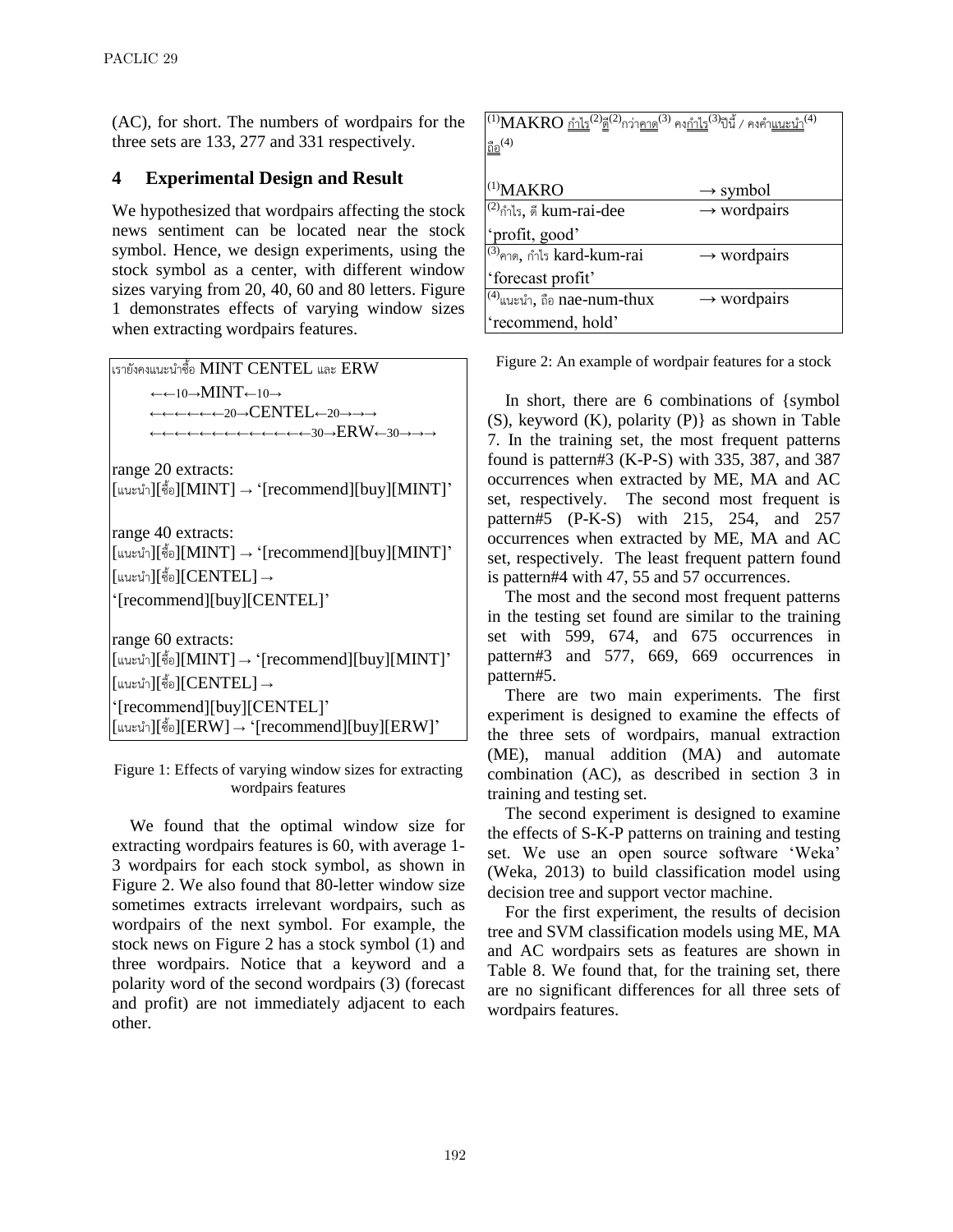(AC), for short. The numbers of wordpairs for the three sets are 133, 277 and 331 respectively.

## 4 Experimental Design and Result

We hypothesized that wordpairs affecting the stock news sentiment can be located near the stock symbol. Hence, we design experiments, using the stock symbol as a center, with different window sizes varying from 20, 40, 60 and 80 letters. Figure 1 demonstrates effects of varying window sizes when extracting wordpairs features.

เรายังคงแนะนำซื้อ MINT CENTEL และ ERW

←←10→MINT←10→

←←←←←←20→CENTEL←20→→→

←←←←←←←←←←←←←←30→ERW←30→→→

range 20 extracts:
[แนะนำ][ซื้อ][MINT] → '[recommend][buy][MINT]'

range 40 extracts:
[แนะนำ][ซื้อ][MINT] → '[recommend][buy][MINT]'
[แนะนำ][ซื้อ][CENTEL] → '[recommend][buy][CENTEL]'

range 60 extracts:
[แนะนำ][ซื้อ][MINT] → '[recommend][buy][MINT]'
[แนะนำ][ซื้อ][CENTEL] → '[recommend][buy][CENTEL]'
[แนะนำ][ซื้อ][ERW] → '[recommend][buy][ERW]'

Figure 1: Effects of varying window sizes for extracting wordpairs features

We found that the optimal window size for extracting wordpairs features is 60, with average 1-3 wordpairs for each stock symbol, as shown in Figure 2. We also found that 80-letter window size sometimes extracts irrelevant wordpairs, such as wordpairs of the next symbol. For example, the stock news on Figure 2 has a stock symbol (1) and three wordpairs. Notice that a keyword and a polarity word of the second wordpairs (3) (forecast and profit) are not immediately adjacent to each other.

(1)MAKRO กำไร(2)ดี(2)กว่าคาด(3) คงกำไร(3)ปีนี้ / คงคำแนะนำ(4) ถือ(4)

| | |
|---|---|
| (1)MAKRO | → symbol |
| (2)กำไร, ดี kum-rai-dee 'profit, good' | → wordpairs |
| (3)คาด, กำไร kard-kum-rai 'forecast profit' | → wordpairs |
| (4)แนะนำ, ถือ nae-num-thux 'recommend, hold' | → wordpairs |

Figure 2: An example of wordpair features for a stock

In short, there are 6 combinations of {symbol (S), keyword (K), polarity (P)} as shown in Table 7. In the training set, the most frequent patterns found is pattern#3 (K-P-S) with 335, 387, and 387 occurrences when extracted by ME, MA and AC set, respectively. The second most frequent is pattern#5 (P-K-S) with 215, 254, and 257 occurrences when extracted by ME, MA and AC set, respectively. The least frequent pattern found is pattern#4 with 47, 55 and 57 occurrences.

The most and the second most frequent patterns in the testing set found are similar to the training set with 599, 674, and 675 occurrences in pattern#3 and 577, 669, 669 occurrences in pattern#5.

There are two main experiments. The first experiment is designed to examine the effects of the three sets of wordpairs, manual extraction (ME), manual addition (MA) and automate combination (AC), as described in section 3 in training and testing set.

The second experiment is designed to examine the effects of S-K-P patterns on training and testing set. We use an open source software 'Weka' (Weka, 2013) to build classification model using decision tree and support vector machine.

For the first experiment, the results of decision tree and SVM classification models using ME, MA and AC wordpairs sets as features are shown in Table 8. We found that, for the training set, there are no significant differences for all three sets of wordpairs features.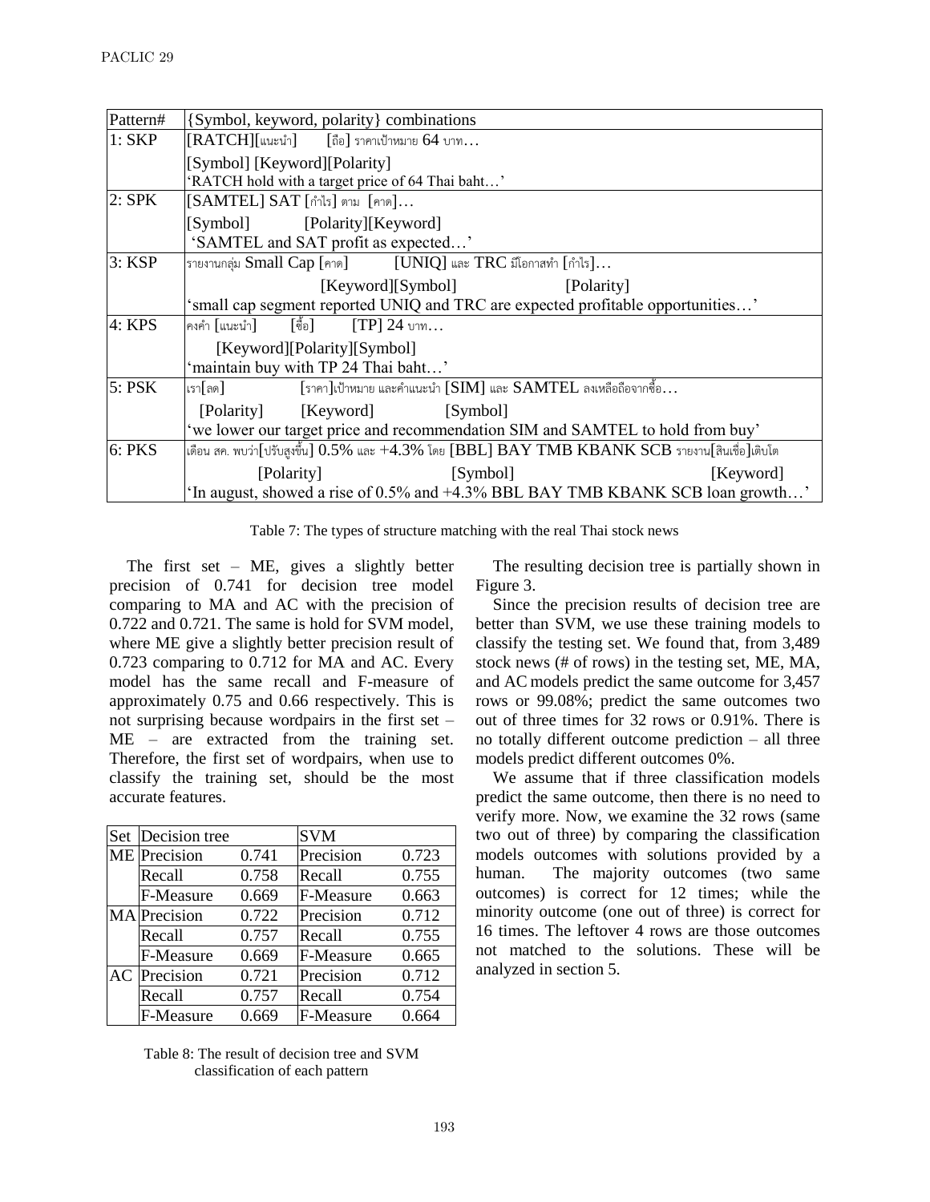| Pattern# | {Symbol, keyword, polarity} combinations |
|---|---|
| 1: SKP | [RATCH][แนะนำ] [ถือ] ราคาเป้าหมาย 64 บาท… |
| | [Symbol] [Keyword][Polarity] |
| | 'RATCH hold with a target price of 64 Thai baht…' |
| 2: SPK | [SAMTEL] SAT [กำไร] ตาม [คาด]… |
| | [Symbol] [Polarity][Keyword] |
| | 'SAMTEL and SAT profit as expected…' |
| 3: KSP | รายงานกลุ่ม Small Cap [คาด] [UNIQ] และ TRC มีโอกาสทำ [กำไร]… |
| | [Keyword][Symbol] [Polarity] |
| | 'small cap segment reported UNIQ and TRC are expected profitable opportunities…' |
| 4: KPS | คงคำ [แนะนำ] [ซื้อ] [TP] 24 บาท… |
| | [Keyword][Polarity][Symbol] |
| | 'maintain buy with TP 24 Thai baht…' |
| 5: PSK | เรา[ลด] [ราคา]เป้าหมาย และคำแนะนำ [SIM] และ SAMTEL ลงเหลือถือจากซื้อ… |
| | [Polarity] [Keyword] [Symbol] |
| | 'we lower our target price and recommendation SIM and SAMTEL to hold from buy' |
| 6: PKS | เดือน สค. พบว่า[ปรับสูงขึ้น] 0.5% และ +4.3% โดย [BBL] BAY TMB KBANK SCB รายงาน[สินเชื่อ]เติบโต |
| | [Polarity] [Symbol] [Keyword] |
| | 'In august, showed a rise of 0.5% and +4.3% BBL BAY TMB KBANK SCB loan growth…' |

Table 7: The types of structure matching with the real Thai stock news

The first set – ME, gives a slightly better precision of 0.741 for decision tree model comparing to MA and AC with the precision of 0.722 and 0.721. The same is hold for SVM model, where ME give a slightly better precision result of 0.723 comparing to 0.712 for MA and AC. Every model has the same recall and F-measure of approximately 0.75 and 0.66 respectively. This is not surprising because wordpairs in the first set – ME – are extracted from the training set. Therefore, the first set of wordpairs, when use to classify the training set, should be the most accurate features.

| Set | Decision tree | | SVM | |
|---|---|---|---|---|
| ME | Precision | 0.741 | Precision | 0.723 |
| | Recall | 0.758 | Recall | 0.755 |
| | F-Measure | 0.669 | F-Measure | 0.663 |
| MA | Precision | 0.722 | Precision | 0.712 |
| | Recall | 0.757 | Recall | 0.755 |
| | F-Measure | 0.669 | F-Measure | 0.665 |
| AC | Precision | 0.721 | Precision | 0.712 |
| | Recall | 0.757 | Recall | 0.754 |
| | F-Measure | 0.669 | F-Measure | 0.664 |

Table 8: The result of decision tree and SVM classification of each pattern

The resulting decision tree is partially shown in Figure 3.

Since the precision results of decision tree are better than SVM, we use these training models to classify the testing set. We found that, from 3,489 stock news (# of rows) in the testing set, ME, MA, and AC models predict the same outcome for 3,457 rows or 99.08%; predict the same outcomes two out of three times for 32 rows or 0.91%. There is no totally different outcome prediction – all three models predict different outcomes 0%.

We assume that if three classification models predict the same outcome, then there is no need to verify more. Now, we examine the 32 rows (same two out of three) by comparing the classification models outcomes with solutions provided by a human. The majority outcomes (two same outcomes) is correct for 12 times; while the minority outcome (one out of three) is correct for 16 times. The leftover 4 rows are those outcomes not matched to the solutions. These will be analyzed in section 5.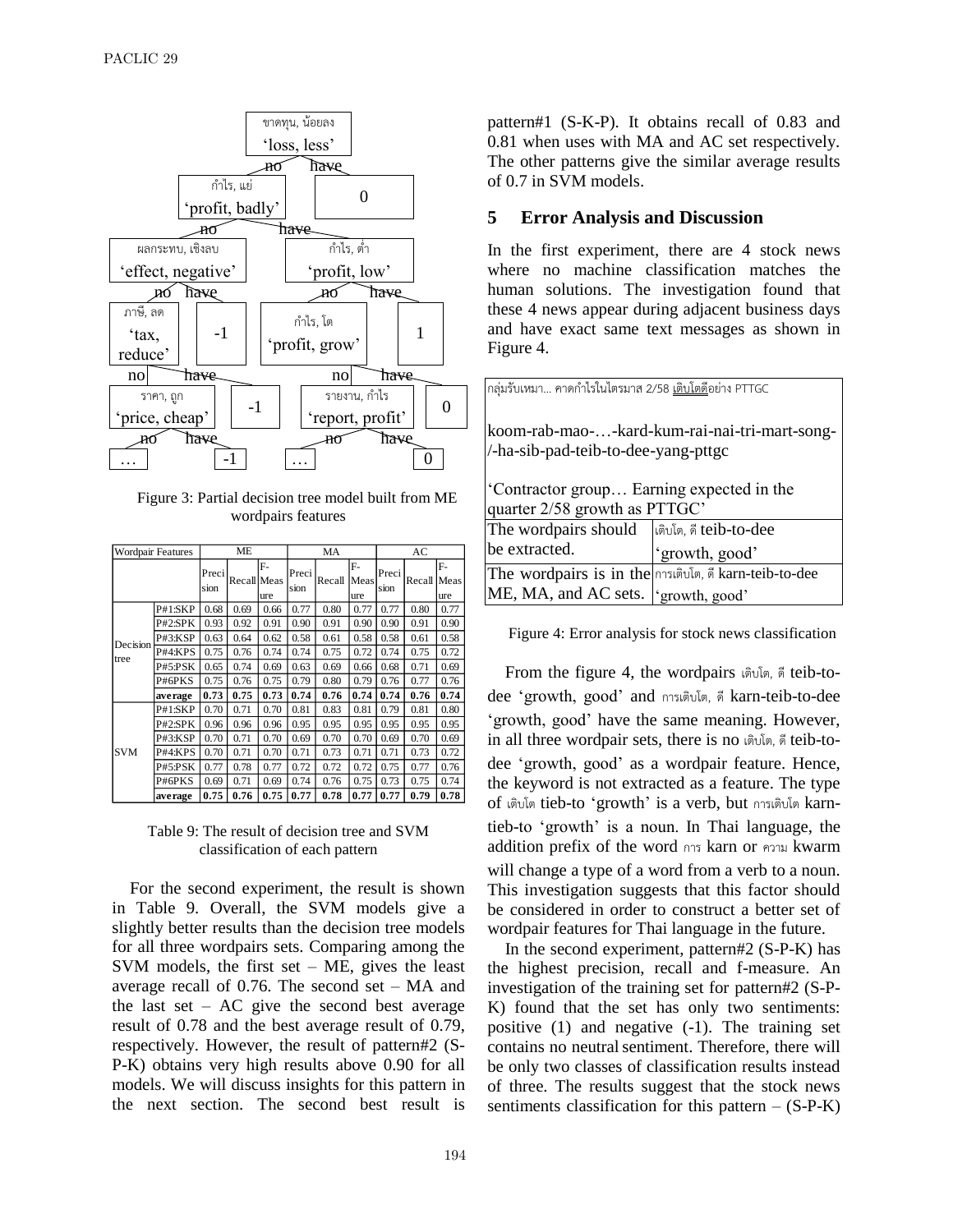ขาดทุน, น้อยลง 'loss, less'
- no → กำไร, แย่ 'profit, badly'
  - no → ผลกระทบ, เชิงลบ 'effect, negative'
    - no → ภาษี, ลด 'tax, reduce'
      - no → ราคา, ถูก 'price, cheap'
        - no → …
        - have → -1
      - have → -1
    - have → -1
  - have → กำไร, ต่ำ 'profit, low'
    - no → กำไร, โต 'profit, grow'
      - no → รายงาน, กำไร 'report, profit'
        - no → …
        - have → 0
      - have → 0
    - have → 1
- have → 0

Figure 3: Partial decision tree model built from ME wordpairs features

| Wordpair Features | | ME | | | MA | | | AC | | |
|---|---|---|---|---|---|---|---|---|---|---|
| | | Precision | Recall | F-Measure | Precision | Recall | F-Measure | Precision | Recall | F-Measure |
| Decision tree | P#1:SKP | 0.68 | 0.69 | 0.66 | 0.77 | 0.80 | 0.77 | 0.77 | 0.80 | 0.77 |
| | P#2:SPK | 0.93 | 0.92 | 0.91 | 0.90 | 0.91 | 0.90 | 0.90 | 0.91 | 0.90 |
| | P#3:KSP | 0.63 | 0.64 | 0.62 | 0.58 | 0.61 | 0.58 | 0.58 | 0.61 | 0.58 |
| | P#4:KPS | 0.75 | 0.76 | 0.74 | 0.74 | 0.75 | 0.72 | 0.74 | 0.75 | 0.72 |
| | P#5:PSK | 0.65 | 0.74 | 0.69 | 0.63 | 0.69 | 0.66 | 0.68 | 0.71 | 0.69 |
| | P#6PKS | 0.75 | 0.76 | 0.75 | 0.79 | 0.80 | 0.79 | 0.76 | 0.77 | 0.76 |
| | **average** | **0.73** | **0.75** | **0.73** | **0.74** | **0.76** | **0.74** | **0.74** | **0.76** | **0.74** |
| SVM | P#1:SKP | 0.70 | 0.71 | 0.70 | 0.81 | 0.83 | 0.81 | 0.79 | 0.81 | 0.80 |
| | P#2:SPK | 0.96 | 0.96 | 0.96 | 0.95 | 0.95 | 0.95 | 0.95 | 0.95 | 0.95 |
| | P#3:KSP | 0.70 | 0.71 | 0.70 | 0.69 | 0.70 | 0.70 | 0.69 | 0.70 | 0.69 |
| | P#4:KPS | 0.70 | 0.71 | 0.70 | 0.71 | 0.73 | 0.71 | 0.71 | 0.73 | 0.72 |
| | P#5:PSK | 0.77 | 0.78 | 0.77 | 0.72 | 0.72 | 0.72 | 0.75 | 0.77 | 0.76 |
| | P#6PKS | 0.69 | 0.71 | 0.69 | 0.74 | 0.76 | 0.75 | 0.73 | 0.75 | 0.74 |
| | **average** | **0.75** | **0.76** | **0.75** | **0.77** | **0.78** | **0.77** | **0.77** | **0.79** | **0.78** |

Table 9: The result of decision tree and SVM classification of each pattern

For the second experiment, the result is shown in Table 9. Overall, the SVM models give a slightly better results than the decision tree models for all three wordpairs sets. Comparing among the SVM models, the first set – ME, gives the least average recall of 0.76. The second set – MA and the last set – AC give the second best average result of 0.78 and the best average result of 0.79, respectively. However, the result of pattern#2 (S-P-K) obtains very high results above 0.90 for all models. We will discuss insights for this pattern in the next section. The second best result is pattern#1 (S-K-P). It obtains recall of 0.83 and 0.81 when uses with MA and AC set respectively. The other patterns give the similar average results of 0.7 in SVM models.

## 5 Error Analysis and Discussion

In the first experiment, there are 4 stock news where no machine classification matches the human solutions. The investigation found that these 4 news appear during adjacent business days and have exact same text messages as shown in Figure 4.

| กลุ่มรับเหมา… คาดกำไรในไตรมาส 2/58 เติบโตดีอย่าง PTTGC<br><br>koom-rab-mao-…-kard-kum-rai-nai-tri-mart-song-/-ha-sib-pad-teib-to-dee-yang-pttgc<br><br>'Contractor group… Earning expected in the quarter 2/58 growth as PTTGC' | |
|---|---|
| The wordpairs should be extracted. | เติบโต, ดี teib-to-dee 'growth, good' |
| The wordpairs is in the ME, MA, and AC sets. | การเติบโต, ดี karn-teib-to-dee 'growth, good' |

Figure 4: Error analysis for stock news classification

From the figure 4, the wordpairs เติบโต, ดี teib-to-dee 'growth, good' and การเติบโต, ดี karn-teib-to-dee 'growth, good' have the same meaning. However, in all three wordpair sets, there is no เติบโต, ดี teib-to-dee 'growth, good' as a wordpair feature. Hence, the keyword is not extracted as a feature. The type of เติบโต tieb-to 'growth' is a verb, but การเติบโต karn-tieb-to 'growth' is a noun. In Thai language, the addition prefix of the word การ karn or ความ kwarm will change a type of a word from a verb to a noun. This investigation suggests that this factor should be considered in order to construct a better set of wordpair features for Thai language in the future.

In the second experiment, pattern#2 (S-P-K) has the highest precision, recall and f-measure. An investigation of the training set for pattern#2 (S-P-K) found that the set has only two sentiments: positive (1) and negative (-1). The training set contains no neutral sentiment. Therefore, there will be only two classes of classification results instead of three. The results suggest that the stock news sentiments classification for this pattern – (S-P-K)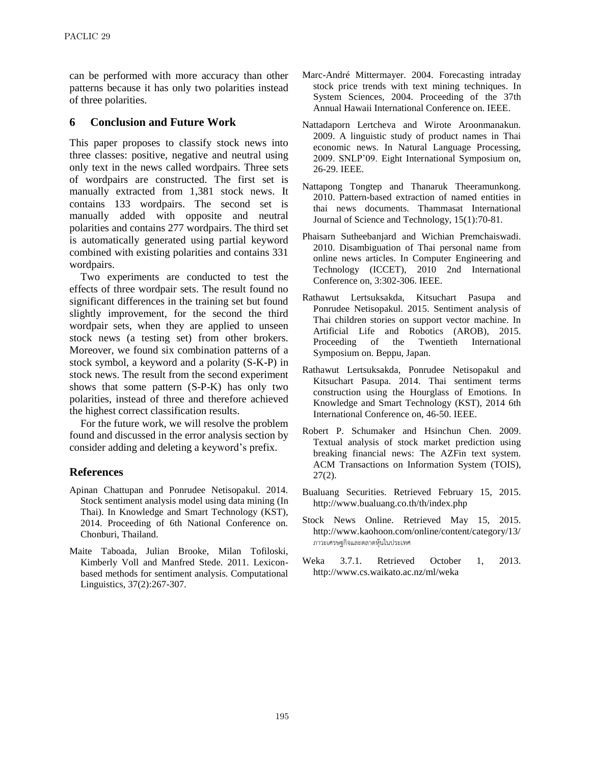can be performed with more accuracy than other patterns because it has only two polarities instead of three polarities.

## 6 Conclusion and Future Work

This paper proposes to classify stock news into three classes: positive, negative and neutral using only text in the news called wordpairs. Three sets of wordpairs are constructed. The first set is manually extracted from 1,381 stock news. It contains 133 wordpairs. The second set is manually added with opposite and neutral polarities and contains 277 wordpairs. The third set is automatically generated using partial keyword combined with existing polarities and contains 331 wordpairs.

Two experiments are conducted to test the effects of three wordpair sets. The result found no significant differences in the training set but found slightly improvement, for the second the third wordpair sets, when they are applied to unseen stock news (a testing set) from other brokers. Moreover, we found six combination patterns of a stock symbol, a keyword and a polarity (S-K-P) in stock news. The result from the second experiment shows that some pattern (S-P-K) has only two polarities, instead of three and therefore achieved the highest correct classification results.

For the future work, we will resolve the problem found and discussed in the error analysis section by consider adding and deleting a keyword's prefix.

## References

Apinan Chattupan and Ponrudee Netisopakul. 2014. Stock sentiment analysis model using data mining (In Thai). In Knowledge and Smart Technology (KST), 2014. Proceeding of 6th National Conference on. Chonburi, Thailand.

Maite Taboada, Julian Brooke, Milan Tofiloski, Kimberly Voll and Manfred Stede. 2011. Lexicon-based methods for sentiment analysis. Computational Linguistics, 37(2):267-307.

Marc-André Mittermayer. 2004. Forecasting intraday stock price trends with text mining techniques. In System Sciences, 2004. Proceeding of the 37th Annual Hawaii International Conference on. IEEE.

Nattadaporn Lertcheva and Wirote Aroonmanakun. 2009. A linguistic study of product names in Thai economic news. In Natural Language Processing, 2009. SNLP'09. Eight International Symposium on, 26-29. IEEE.

Nattapong Tongtep and Thanaruk Theeramunkong. 2010. Pattern-based extraction of named entities in thai news documents. Thammasat International Journal of Science and Technology, 15(1):70-81.

Phaisarn Sutheebanjard and Wichian Premchaiswadi. 2010. Disambiguation of Thai personal name from online news articles. In Computer Engineering and Technology (ICCET), 2010 2nd International Conference on, 3:302-306. IEEE.

Rathawut Lertsuksakda, Kitsuchart Pasupa and Ponrudee Netisopakul. 2015. Sentiment analysis of Thai children stories on support vector machine. In Artificial Life and Robotics (AROB), 2015. Proceeding of the Twentieth International Symposium on. Beppu, Japan.

Rathawut Lertsuksakda, Ponrudee Netisopakul and Kitsuchart Pasupa. 2014. Thai sentiment terms construction using the Hourglass of Emotions. In Knowledge and Smart Technology (KST), 2014 6th International Conference on, 46-50. IEEE.

Robert P. Schumaker and Hsinchun Chen. 2009. Textual analysis of stock market prediction using breaking financial news: The AZFin text system. ACM Transactions on Information System (TOIS), 27(2).

Bualuang Securities. Retrieved February 15, 2015. http://www.bualuang.co.th/th/index.php

Stock News Online. Retrieved May 15, 2015. http://www.kaohoon.com/online/content/category/13/ภาวะเศรษฐกิจและตลาดหุ้นในประเทศ

Weka 3.7.1. Retrieved October 1, 2013. http://www.cs.waikato.ac.nz/ml/weka